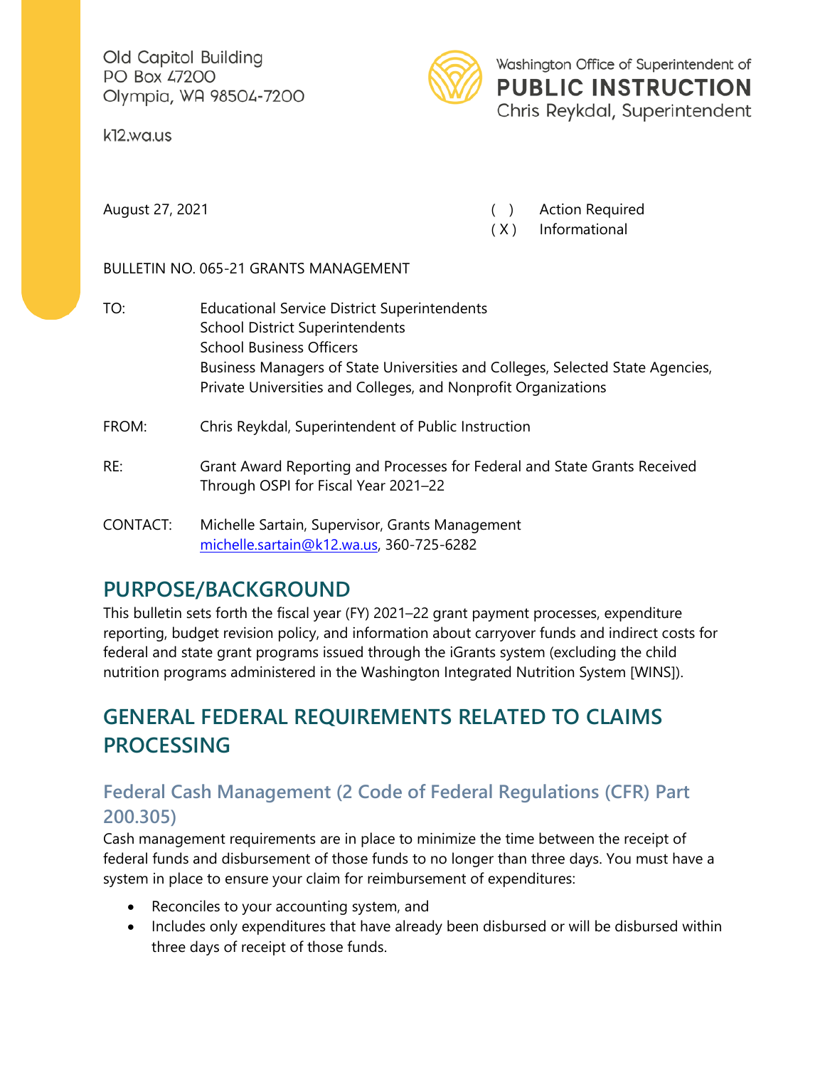Old Capitol Building
PO Box 47200
Olympia, WA 98504-7200

k12.wa.us

Washington Office of Superintendent of
**PUBLIC INSTRUCTION**
Chris Reykdal, Superintendent

August 27, 2021

( ) Action Required
( X ) Informational

BULLETIN NO. 065-21 GRANTS MANAGEMENT

TO: Educational Service District Superintendents
School District Superintendents
School Business Officers
Business Managers of State Universities and Colleges, Selected State Agencies, Private Universities and Colleges, and Nonprofit Organizations

FROM: Chris Reykdal, Superintendent of Public Instruction

RE: Grant Award Reporting and Processes for Federal and State Grants Received Through OSPI for Fiscal Year 2021–22

CONTACT: Michelle Sartain, Supervisor, Grants Management
michelle.sartain@k12.wa.us, 360-725-6282

## PURPOSE/BACKGROUND

This bulletin sets forth the fiscal year (FY) 2021–22 grant payment processes, expenditure reporting, budget revision policy, and information about carryover funds and indirect costs for federal and state grant programs issued through the iGrants system (excluding the child nutrition programs administered in the Washington Integrated Nutrition System [WINS]).

## GENERAL FEDERAL REQUIREMENTS RELATED TO CLAIMS PROCESSING

### Federal Cash Management (2 Code of Federal Regulations (CFR) Part 200.305)

Cash management requirements are in place to minimize the time between the receipt of federal funds and disbursement of those funds to no longer than three days. You must have a system in place to ensure your claim for reimbursement of expenditures:

- Reconciles to your accounting system, and
- Includes only expenditures that have already been disbursed or will be disbursed within three days of receipt of those funds.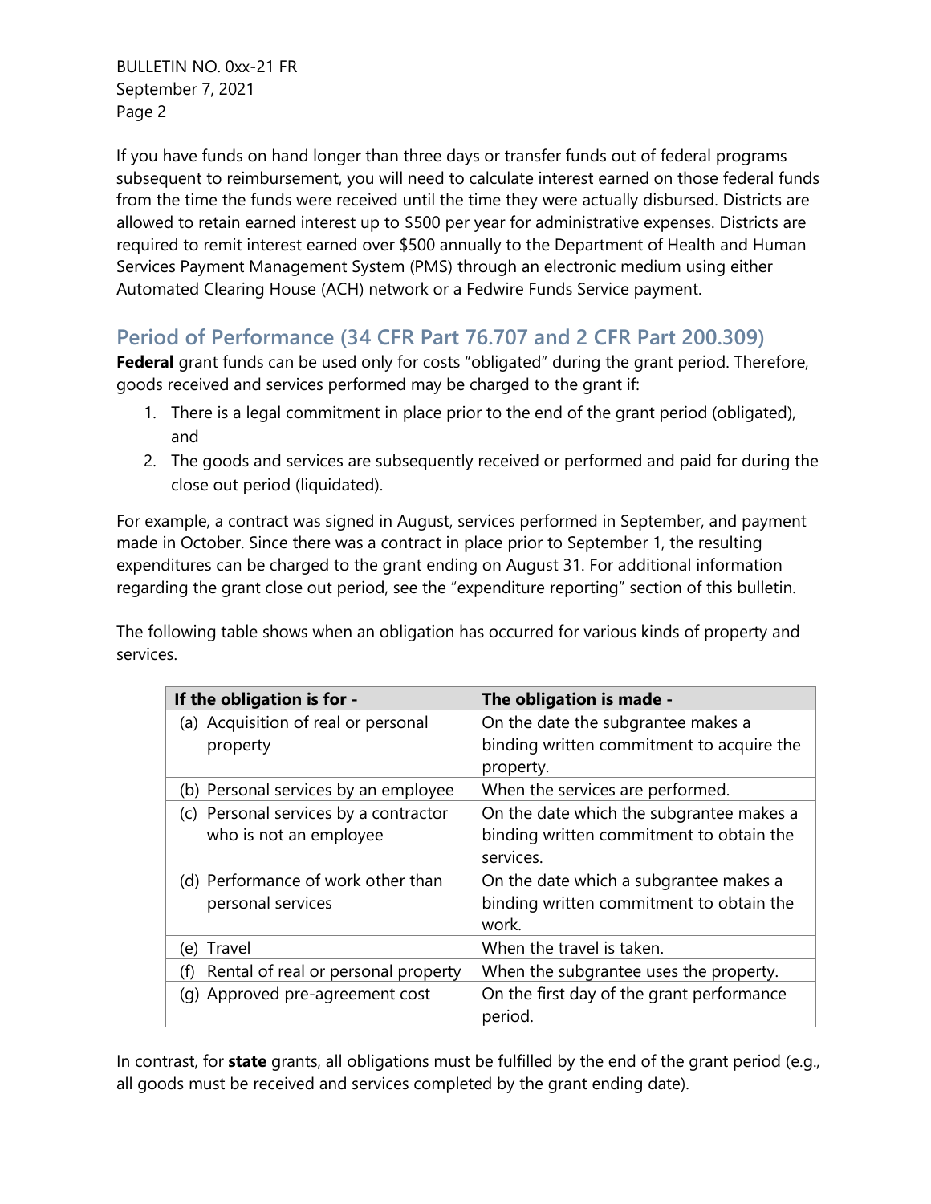If you have funds on hand longer than three days or transfer funds out of federal programs subsequent to reimbursement, you will need to calculate interest earned on those federal funds from the time the funds were received until the time they were actually disbursed. Districts are allowed to retain earned interest up to $500 per year for administrative expenses. Districts are required to remit interest earned over $500 annually to the Department of Health and Human Services Payment Management System (PMS) through an electronic medium using either Automated Clearing House (ACH) network or a Fedwire Funds Service payment.

## Period of Performance (34 CFR Part 76.707 and 2 CFR Part 200.309)

**Federal** grant funds can be used only for costs "obligated" during the grant period. Therefore, goods received and services performed may be charged to the grant if:

1. There is a legal commitment in place prior to the end of the grant period (obligated), and
2. The goods and services are subsequently received or performed and paid for during the close out period (liquidated).

For example, a contract was signed in August, services performed in September, and payment made in October. Since there was a contract in place prior to September 1, the resulting expenditures can be charged to the grant ending on August 31. For additional information regarding the grant close out period, see the "expenditure reporting" section of this bulletin.

The following table shows when an obligation has occurred for various kinds of property and services.

| If the obligation is for - | The obligation is made - |
|---|---|
| (a) Acquisition of real or personal property | On the date the subgrantee makes a binding written commitment to acquire the property. |
| (b) Personal services by an employee | When the services are performed. |
| (c) Personal services by a contractor who is not an employee | On the date which the subgrantee makes a binding written commitment to obtain the services. |
| (d) Performance of work other than personal services | On the date which a subgrantee makes a binding written commitment to obtain the work. |
| (e) Travel | When the travel is taken. |
| (f) Rental of real or personal property | When the subgrantee uses the property. |
| (g) Approved pre-agreement cost | On the first day of the grant performance period. |

In contrast, for **state** grants, all obligations must be fulfilled by the end of the grant period (e.g., all goods must be received and services completed by the grant ending date).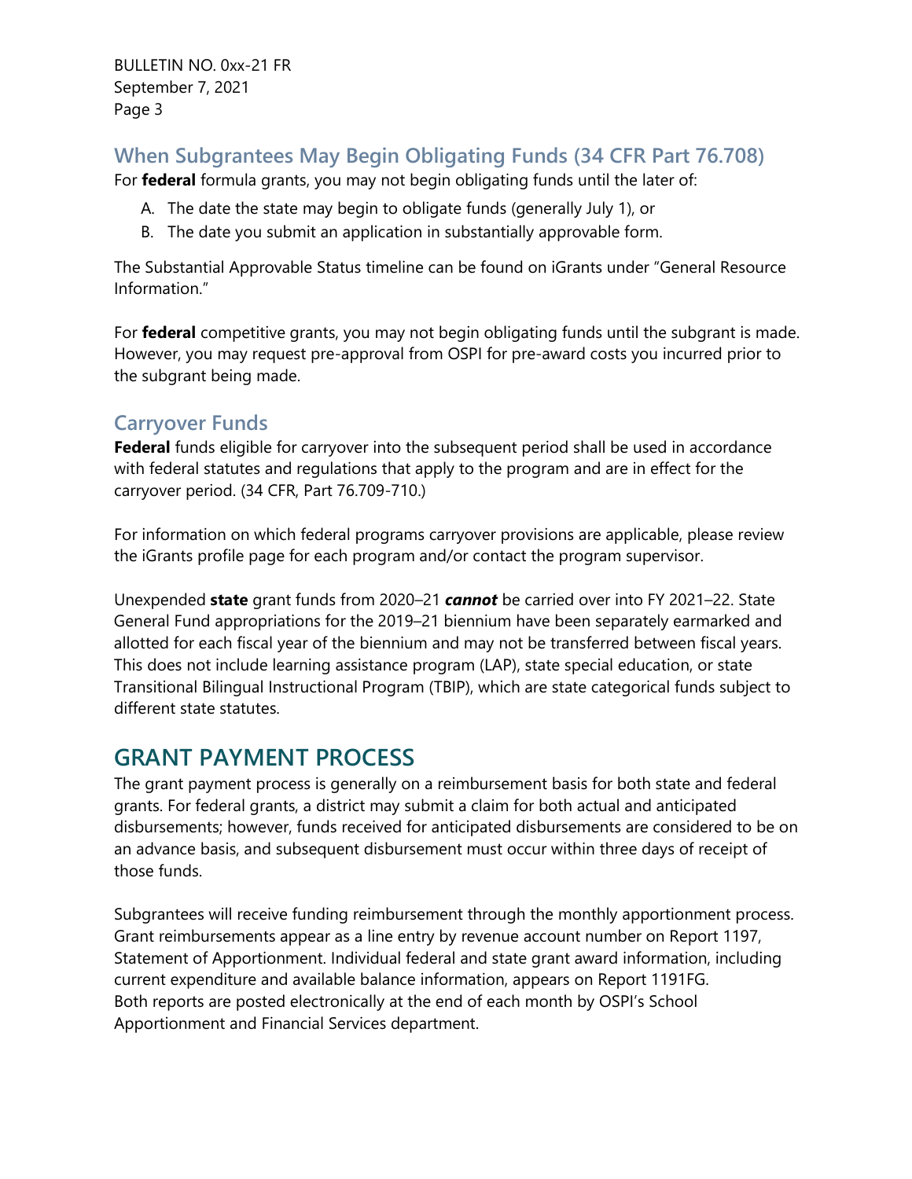## When Subgrantees May Begin Obligating Funds (34 CFR Part 76.708)

For **federal** formula grants, you may not begin obligating funds until the later of:

A. The date the state may begin to obligate funds (generally July 1), or
B. The date you submit an application in substantially approvable form.

The Substantial Approvable Status timeline can be found on iGrants under "General Resource Information."

For **federal** competitive grants, you may not begin obligating funds until the subgrant is made. However, you may request pre-approval from OSPI for pre-award costs you incurred prior to the subgrant being made.

## Carryover Funds

**Federal** funds eligible for carryover into the subsequent period shall be used in accordance with federal statutes and regulations that apply to the program and are in effect for the carryover period. (34 CFR, Part 76.709-710.)

For information on which federal programs carryover provisions are applicable, please review the iGrants profile page for each program and/or contact the program supervisor.

Unexpended **state** grant funds from 2020–21 ***cannot*** be carried over into FY 2021–22. State General Fund appropriations for the 2019–21 biennium have been separately earmarked and allotted for each fiscal year of the biennium and may not be transferred between fiscal years. This does not include learning assistance program (LAP), state special education, or state Transitional Bilingual Instructional Program (TBIP), which are state categorical funds subject to different state statutes.

# GRANT PAYMENT PROCESS

The grant payment process is generally on a reimbursement basis for both state and federal grants. For federal grants, a district may submit a claim for both actual and anticipated disbursements; however, funds received for anticipated disbursements are considered to be on an advance basis, and subsequent disbursement must occur within three days of receipt of those funds.

Subgrantees will receive funding reimbursement through the monthly apportionment process. Grant reimbursements appear as a line entry by revenue account number on Report 1197, Statement of Apportionment. Individual federal and state grant award information, including current expenditure and available balance information, appears on Report 1191FG. Both reports are posted electronically at the end of each month by OSPI's School Apportionment and Financial Services department.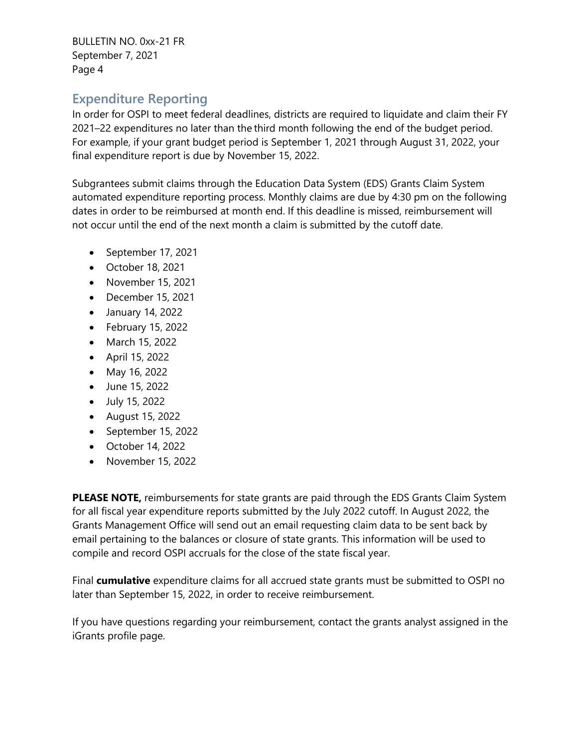## Expenditure Reporting

In order for OSPI to meet federal deadlines, districts are required to liquidate and claim their FY 2021–22 expenditures no later than the third month following the end of the budget period. For example, if your grant budget period is September 1, 2021 through August 31, 2022, your final expenditure report is due by November 15, 2022.

Subgrantees submit claims through the Education Data System (EDS) Grants Claim System automated expenditure reporting process. Monthly claims are due by 4:30 pm on the following dates in order to be reimbursed at month end. If this deadline is missed, reimbursement will not occur until the end of the next month a claim is submitted by the cutoff date.

- September 17, 2021
- October 18, 2021
- November 15, 2021
- December 15, 2021
- January 14, 2022
- February 15, 2022
- March 15, 2022
- April 15, 2022
- May 16, 2022
- June 15, 2022
- July 15, 2022
- August 15, 2022
- September 15, 2022
- October 14, 2022
- November 15, 2022

**PLEASE NOTE,** reimbursements for state grants are paid through the EDS Grants Claim System for all fiscal year expenditure reports submitted by the July 2022 cutoff. In August 2022, the Grants Management Office will send out an email requesting claim data to be sent back by email pertaining to the balances or closure of state grants. This information will be used to compile and record OSPI accruals for the close of the state fiscal year.

Final **cumulative** expenditure claims for all accrued state grants must be submitted to OSPI no later than September 15, 2022, in order to receive reimbursement.

If you have questions regarding your reimbursement, contact the grants analyst assigned in the iGrants profile page.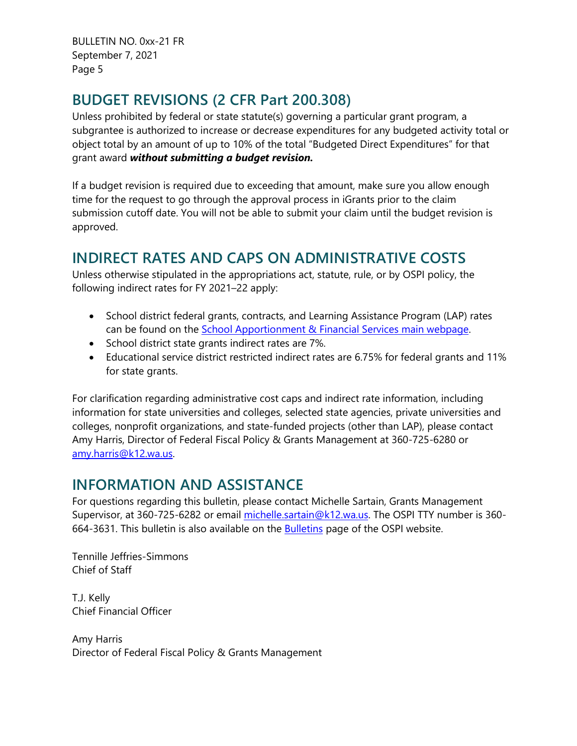## BUDGET REVISIONS (2 CFR Part 200.308)

Unless prohibited by federal or state statute(s) governing a particular grant program, a subgrantee is authorized to increase or decrease expenditures for any budgeted activity total or object total by an amount of up to 10% of the total "Budgeted Direct Expenditures" for that grant award ***without submitting a budget revision.***

If a budget revision is required due to exceeding that amount, make sure you allow enough time for the request to go through the approval process in iGrants prior to the claim submission cutoff date. You will not be able to submit your claim until the budget revision is approved.

## INDIRECT RATES AND CAPS ON ADMINISTRATIVE COSTS

Unless otherwise stipulated in the appropriations act, statute, rule, or by OSPI policy, the following indirect rates for FY 2021–22 apply:

- School district federal grants, contracts, and Learning Assistance Program (LAP) rates can be found on the School Apportionment & Financial Services main webpage.
- School district state grants indirect rates are 7%.
- Educational service district restricted indirect rates are 6.75% for federal grants and 11% for state grants.

For clarification regarding administrative cost caps and indirect rate information, including information for state universities and colleges, selected state agencies, private universities and colleges, nonprofit organizations, and state-funded projects (other than LAP), please contact Amy Harris, Director of Federal Fiscal Policy & Grants Management at 360-725-6280 or amy.harris@k12.wa.us.

## INFORMATION AND ASSISTANCE

For questions regarding this bulletin, please contact Michelle Sartain, Grants Management Supervisor, at 360-725-6282 or email michelle.sartain@k12.wa.us. The OSPI TTY number is 360-664-3631. This bulletin is also available on the Bulletins page of the OSPI website.

Tennille Jeffries-Simmons
Chief of Staff

T.J. Kelly
Chief Financial Officer

Amy Harris
Director of Federal Fiscal Policy & Grants Management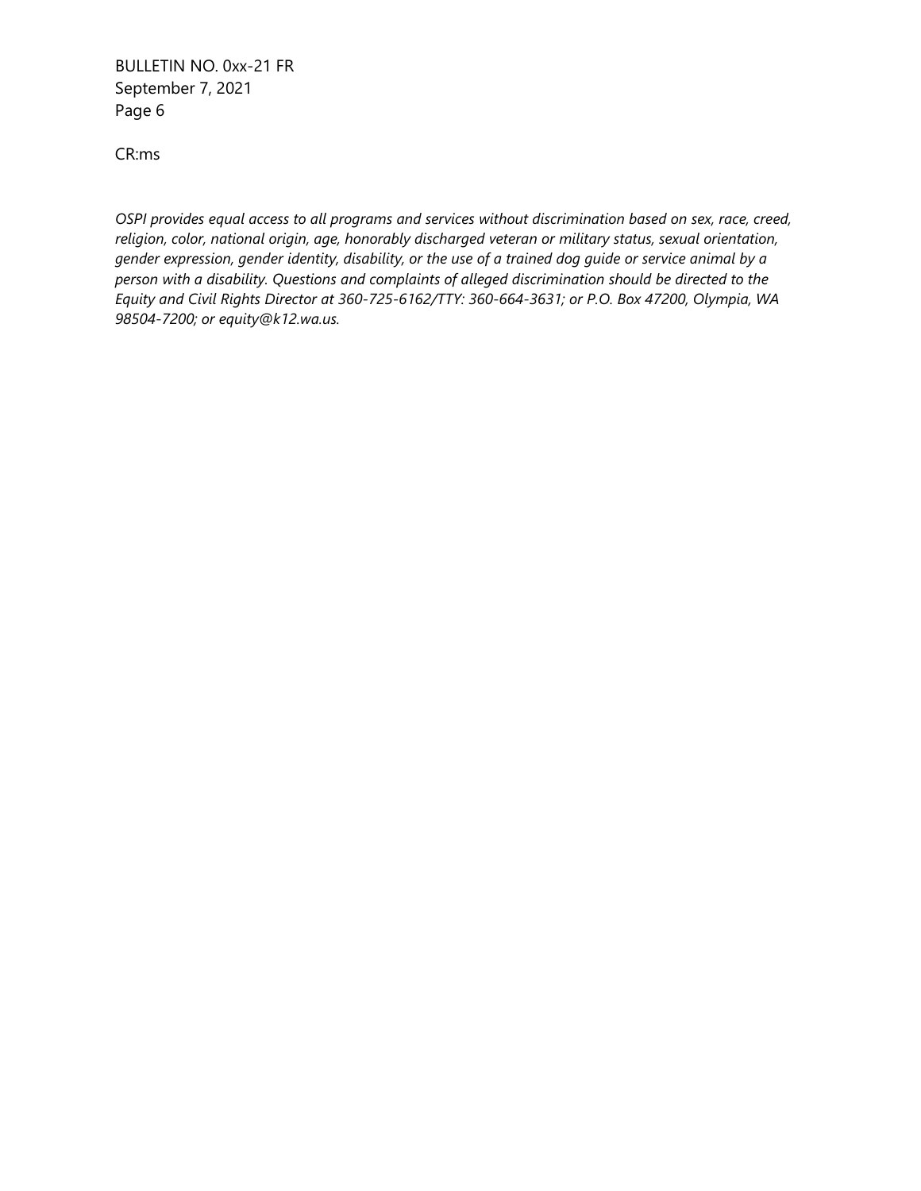CR:ms

*OSPI provides equal access to all programs and services without discrimination based on sex, race, creed, religion, color, national origin, age, honorably discharged veteran or military status, sexual orientation, gender expression, gender identity, disability, or the use of a trained dog guide or service animal by a person with a disability. Questions and complaints of alleged discrimination should be directed to the Equity and Civil Rights Director at 360-725-6162/TTY: 360-664-3631; or P.O. Box 47200, Olympia, WA 98504-7200; or equity@k12.wa.us.*